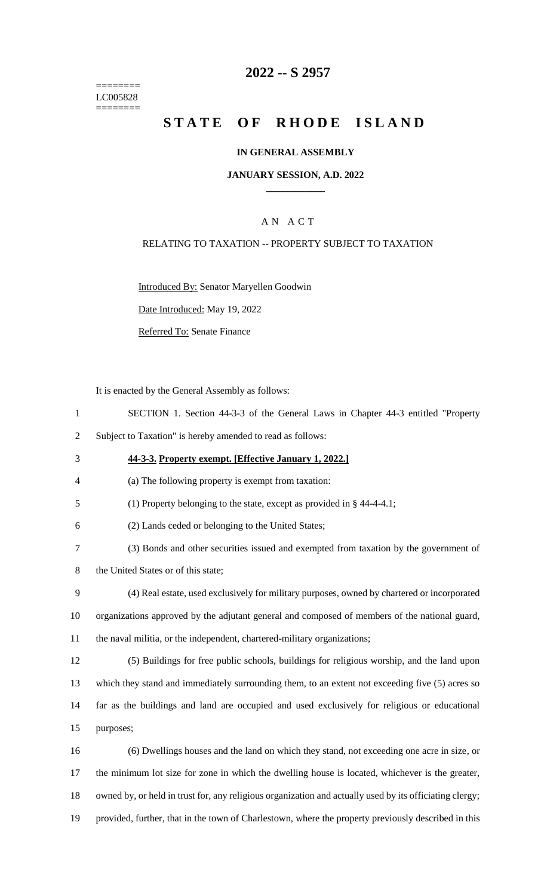========
LC005828
========

# 2022 -- S 2957

# STATE OF RHODE ISLAND

### IN GENERAL ASSEMBLY

### JANUARY SESSION, A.D. 2022

____________

### A N A C T

RELATING TO TAXATION -- PROPERTY SUBJECT TO TAXATION

Introduced By: Senator Maryellen Goodwin

Date Introduced: May 19, 2022

Referred To: Senate Finance

It is enacted by the General Assembly as follows:

SECTION 1. Section 44-3-3 of the General Laws in Chapter 44-3 entitled "Property Subject to Taxation" is hereby amended to read as follows:

**44-3-3. Property exempt. [Effective January 1, 2022.]**

(a) The following property is exempt from taxation:

(1) Property belonging to the state, except as provided in § 44-4-4.1;

(2) Lands ceded or belonging to the United States;

(3) Bonds and other securities issued and exempted from taxation by the government of the United States or of this state;

(4) Real estate, used exclusively for military purposes, owned by chartered or incorporated organizations approved by the adjutant general and composed of members of the national guard, the naval militia, or the independent, chartered-military organizations;

(5) Buildings for free public schools, buildings for religious worship, and the land upon which they stand and immediately surrounding them, to an extent not exceeding five (5) acres so far as the buildings and land are occupied and used exclusively for religious or educational purposes;

(6) Dwellings houses and the land on which they stand, not exceeding one acre in size, or the minimum lot size for zone in which the dwelling house is located, whichever is the greater, owned by, or held in trust for, any religious organization and actually used by its officiating clergy; provided, further, that in the town of Charlestown, where the property previously described in this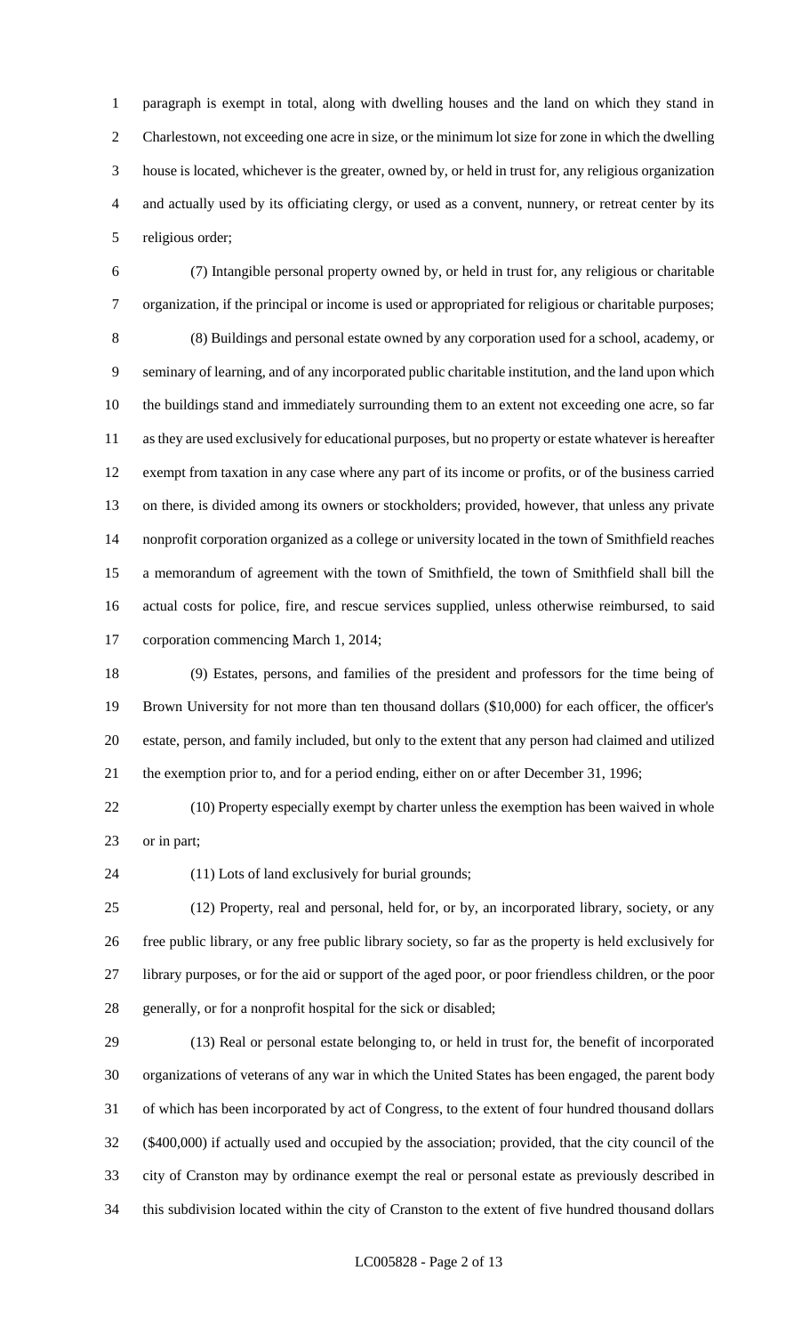paragraph is exempt in total, along with dwelling houses and the land on which they stand in Charlestown, not exceeding one acre in size, or the minimum lot size for zone in which the dwelling house is located, whichever is the greater, owned by, or held in trust for, any religious organization and actually used by its officiating clergy, or used as a convent, nunnery, or retreat center by its religious order;

(7) Intangible personal property owned by, or held in trust for, any religious or charitable organization, if the principal or income is used or appropriated for religious or charitable purposes;

(8) Buildings and personal estate owned by any corporation used for a school, academy, or seminary of learning, and of any incorporated public charitable institution, and the land upon which the buildings stand and immediately surrounding them to an extent not exceeding one acre, so far as they are used exclusively for educational purposes, but no property or estate whatever is hereafter exempt from taxation in any case where any part of its income or profits, or of the business carried on there, is divided among its owners or stockholders; provided, however, that unless any private nonprofit corporation organized as a college or university located in the town of Smithfield reaches a memorandum of agreement with the town of Smithfield, the town of Smithfield shall bill the actual costs for police, fire, and rescue services supplied, unless otherwise reimbursed, to said corporation commencing March 1, 2014;

(9) Estates, persons, and families of the president and professors for the time being of Brown University for not more than ten thousand dollars ($10,000) for each officer, the officer's estate, person, and family included, but only to the extent that any person had claimed and utilized the exemption prior to, and for a period ending, either on or after December 31, 1996;

(10) Property especially exempt by charter unless the exemption has been waived in whole or in part;

(11) Lots of land exclusively for burial grounds;

(12) Property, real and personal, held for, or by, an incorporated library, society, or any free public library, or any free public library society, so far as the property is held exclusively for library purposes, or for the aid or support of the aged poor, or poor friendless children, or the poor generally, or for a nonprofit hospital for the sick or disabled;

(13) Real or personal estate belonging to, or held in trust for, the benefit of incorporated organizations of veterans of any war in which the United States has been engaged, the parent body of which has been incorporated by act of Congress, to the extent of four hundred thousand dollars ($400,000) if actually used and occupied by the association; provided, that the city council of the city of Cranston may by ordinance exempt the real or personal estate as previously described in this subdivision located within the city of Cranston to the extent of five hundred thousand dollars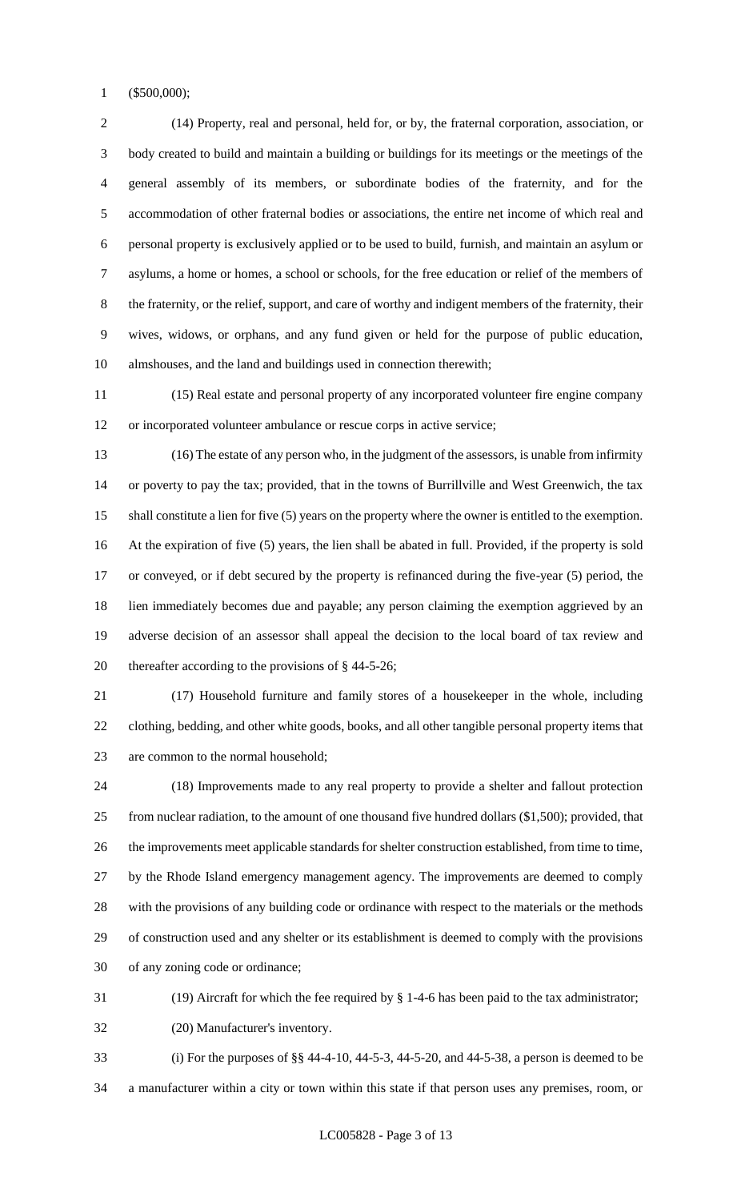($500,000);

(14) Property, real and personal, held for, or by, the fraternal corporation, association, or body created to build and maintain a building or buildings for its meetings or the meetings of the general assembly of its members, or subordinate bodies of the fraternity, and for the accommodation of other fraternal bodies or associations, the entire net income of which real and personal property is exclusively applied or to be used to build, furnish, and maintain an asylum or asylums, a home or homes, a school or schools, for the free education or relief of the members of the fraternity, or the relief, support, and care of worthy and indigent members of the fraternity, their wives, widows, or orphans, and any fund given or held for the purpose of public education, almshouses, and the land and buildings used in connection therewith;

(15) Real estate and personal property of any incorporated volunteer fire engine company or incorporated volunteer ambulance or rescue corps in active service;

(16) The estate of any person who, in the judgment of the assessors, is unable from infirmity or poverty to pay the tax; provided, that in the towns of Burrillville and West Greenwich, the tax shall constitute a lien for five (5) years on the property where the owner is entitled to the exemption. At the expiration of five (5) years, the lien shall be abated in full. Provided, if the property is sold or conveyed, or if debt secured by the property is refinanced during the five-year (5) period, the lien immediately becomes due and payable; any person claiming the exemption aggrieved by an adverse decision of an assessor shall appeal the decision to the local board of tax review and thereafter according to the provisions of § 44-5-26;

(17) Household furniture and family stores of a housekeeper in the whole, including clothing, bedding, and other white goods, books, and all other tangible personal property items that are common to the normal household;

(18) Improvements made to any real property to provide a shelter and fallout protection from nuclear radiation, to the amount of one thousand five hundred dollars ($1,500); provided, that the improvements meet applicable standards for shelter construction established, from time to time, by the Rhode Island emergency management agency. The improvements are deemed to comply with the provisions of any building code or ordinance with respect to the materials or the methods of construction used and any shelter or its establishment is deemed to comply with the provisions of any zoning code or ordinance;

(19) Aircraft for which the fee required by § 1-4-6 has been paid to the tax administrator;

(20) Manufacturer's inventory.

(i) For the purposes of §§ 44-4-10, 44-5-3, 44-5-20, and 44-5-38, a person is deemed to be a manufacturer within a city or town within this state if that person uses any premises, room, or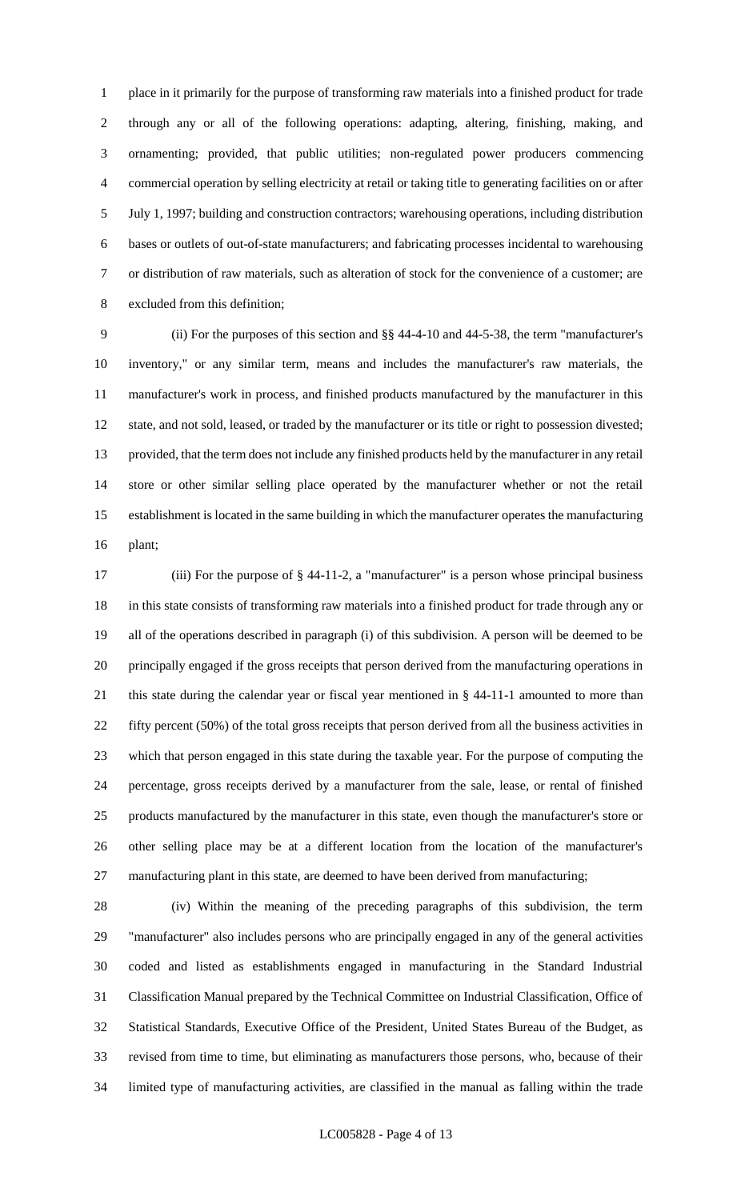place in it primarily for the purpose of transforming raw materials into a finished product for trade through any or all of the following operations: adapting, altering, finishing, making, and ornamenting; provided, that public utilities; non-regulated power producers commencing commercial operation by selling electricity at retail or taking title to generating facilities on or after July 1, 1997; building and construction contractors; warehousing operations, including distribution bases or outlets of out-of-state manufacturers; and fabricating processes incidental to warehousing or distribution of raw materials, such as alteration of stock for the convenience of a customer; are excluded from this definition;

(ii) For the purposes of this section and §§ 44-4-10 and 44-5-38, the term "manufacturer's inventory," or any similar term, means and includes the manufacturer's raw materials, the manufacturer's work in process, and finished products manufactured by the manufacturer in this state, and not sold, leased, or traded by the manufacturer or its title or right to possession divested; provided, that the term does not include any finished products held by the manufacturer in any retail store or other similar selling place operated by the manufacturer whether or not the retail establishment is located in the same building in which the manufacturer operates the manufacturing plant;

(iii) For the purpose of § 44-11-2, a "manufacturer" is a person whose principal business in this state consists of transforming raw materials into a finished product for trade through any or all of the operations described in paragraph (i) of this subdivision. A person will be deemed to be principally engaged if the gross receipts that person derived from the manufacturing operations in this state during the calendar year or fiscal year mentioned in § 44-11-1 amounted to more than fifty percent (50%) of the total gross receipts that person derived from all the business activities in which that person engaged in this state during the taxable year. For the purpose of computing the percentage, gross receipts derived by a manufacturer from the sale, lease, or rental of finished products manufactured by the manufacturer in this state, even though the manufacturer's store or other selling place may be at a different location from the location of the manufacturer's manufacturing plant in this state, are deemed to have been derived from manufacturing;

(iv) Within the meaning of the preceding paragraphs of this subdivision, the term "manufacturer" also includes persons who are principally engaged in any of the general activities coded and listed as establishments engaged in manufacturing in the Standard Industrial Classification Manual prepared by the Technical Committee on Industrial Classification, Office of Statistical Standards, Executive Office of the President, United States Bureau of the Budget, as revised from time to time, but eliminating as manufacturers those persons, who, because of their limited type of manufacturing activities, are classified in the manual as falling within the trade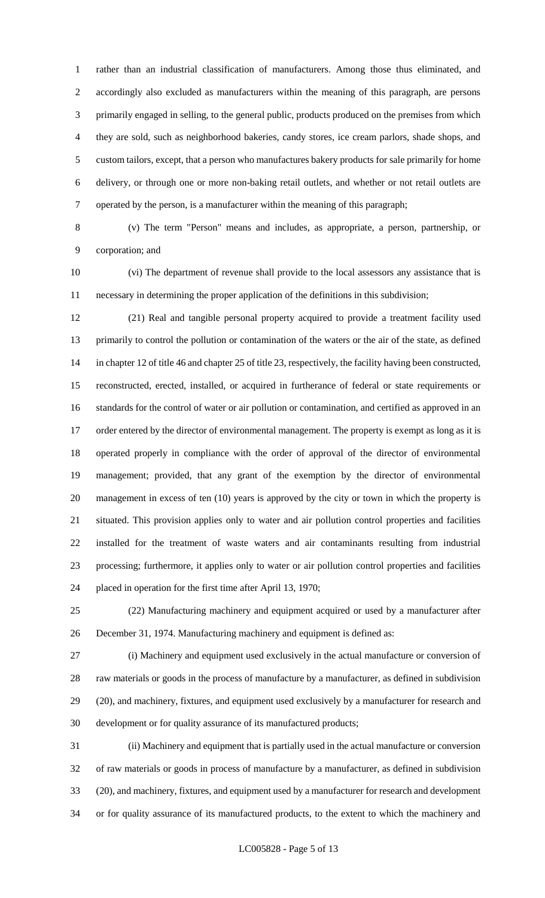rather than an industrial classification of manufacturers. Among those thus eliminated, and accordingly also excluded as manufacturers within the meaning of this paragraph, are persons primarily engaged in selling, to the general public, products produced on the premises from which they are sold, such as neighborhood bakeries, candy stores, ice cream parlors, shade shops, and custom tailors, except, that a person who manufactures bakery products for sale primarily for home delivery, or through one or more non-baking retail outlets, and whether or not retail outlets are operated by the person, is a manufacturer within the meaning of this paragraph;

(v) The term "Person" means and includes, as appropriate, a person, partnership, or corporation; and

(vi) The department of revenue shall provide to the local assessors any assistance that is necessary in determining the proper application of the definitions in this subdivision;

(21) Real and tangible personal property acquired to provide a treatment facility used primarily to control the pollution or contamination of the waters or the air of the state, as defined in chapter 12 of title 46 and chapter 25 of title 23, respectively, the facility having been constructed, reconstructed, erected, installed, or acquired in furtherance of federal or state requirements or standards for the control of water or air pollution or contamination, and certified as approved in an order entered by the director of environmental management. The property is exempt as long as it is operated properly in compliance with the order of approval of the director of environmental management; provided, that any grant of the exemption by the director of environmental management in excess of ten (10) years is approved by the city or town in which the property is situated. This provision applies only to water and air pollution control properties and facilities installed for the treatment of waste waters and air contaminants resulting from industrial processing; furthermore, it applies only to water or air pollution control properties and facilities placed in operation for the first time after April 13, 1970;

(22) Manufacturing machinery and equipment acquired or used by a manufacturer after December 31, 1974. Manufacturing machinery and equipment is defined as:

(i) Machinery and equipment used exclusively in the actual manufacture or conversion of raw materials or goods in the process of manufacture by a manufacturer, as defined in subdivision (20), and machinery, fixtures, and equipment used exclusively by a manufacturer for research and development or for quality assurance of its manufactured products;

(ii) Machinery and equipment that is partially used in the actual manufacture or conversion of raw materials or goods in process of manufacture by a manufacturer, as defined in subdivision (20), and machinery, fixtures, and equipment used by a manufacturer for research and development or for quality assurance of its manufactured products, to the extent to which the machinery and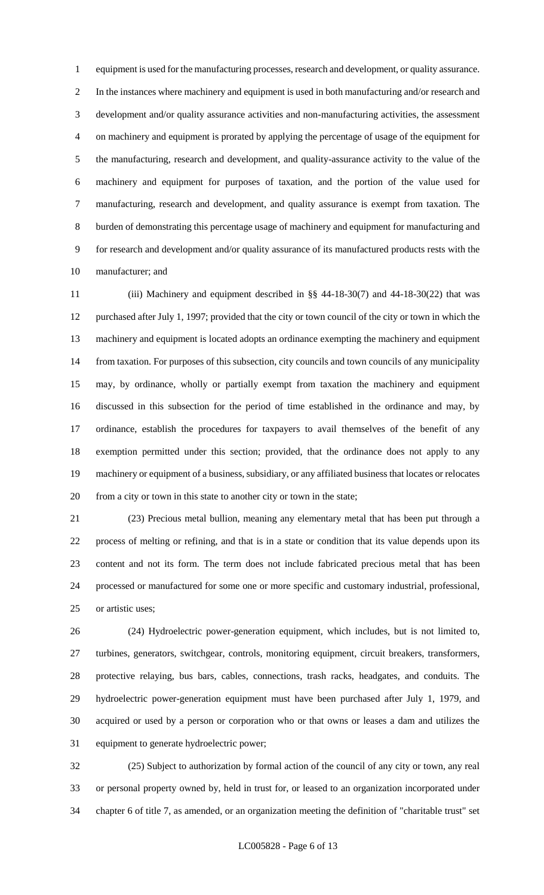equipment is used for the manufacturing processes, research and development, or quality assurance. In the instances where machinery and equipment is used in both manufacturing and/or research and development and/or quality assurance activities and non-manufacturing activities, the assessment on machinery and equipment is prorated by applying the percentage of usage of the equipment for the manufacturing, research and development, and quality-assurance activity to the value of the machinery and equipment for purposes of taxation, and the portion of the value used for manufacturing, research and development, and quality assurance is exempt from taxation. The burden of demonstrating this percentage usage of machinery and equipment for manufacturing and for research and development and/or quality assurance of its manufactured products rests with the manufacturer; and

(iii) Machinery and equipment described in §§ 44-18-30(7) and 44-18-30(22) that was purchased after July 1, 1997; provided that the city or town council of the city or town in which the machinery and equipment is located adopts an ordinance exempting the machinery and equipment from taxation. For purposes of this subsection, city councils and town councils of any municipality may, by ordinance, wholly or partially exempt from taxation the machinery and equipment discussed in this subsection for the period of time established in the ordinance and may, by ordinance, establish the procedures for taxpayers to avail themselves of the benefit of any exemption permitted under this section; provided, that the ordinance does not apply to any machinery or equipment of a business, subsidiary, or any affiliated business that locates or relocates from a city or town in this state to another city or town in the state;

(23) Precious metal bullion, meaning any elementary metal that has been put through a process of melting or refining, and that is in a state or condition that its value depends upon its content and not its form. The term does not include fabricated precious metal that has been processed or manufactured for some one or more specific and customary industrial, professional, or artistic uses;

(24) Hydroelectric power-generation equipment, which includes, but is not limited to, turbines, generators, switchgear, controls, monitoring equipment, circuit breakers, transformers, protective relaying, bus bars, cables, connections, trash racks, headgates, and conduits. The hydroelectric power-generation equipment must have been purchased after July 1, 1979, and acquired or used by a person or corporation who or that owns or leases a dam and utilizes the equipment to generate hydroelectric power;

(25) Subject to authorization by formal action of the council of any city or town, any real or personal property owned by, held in trust for, or leased to an organization incorporated under chapter 6 of title 7, as amended, or an organization meeting the definition of "charitable trust" set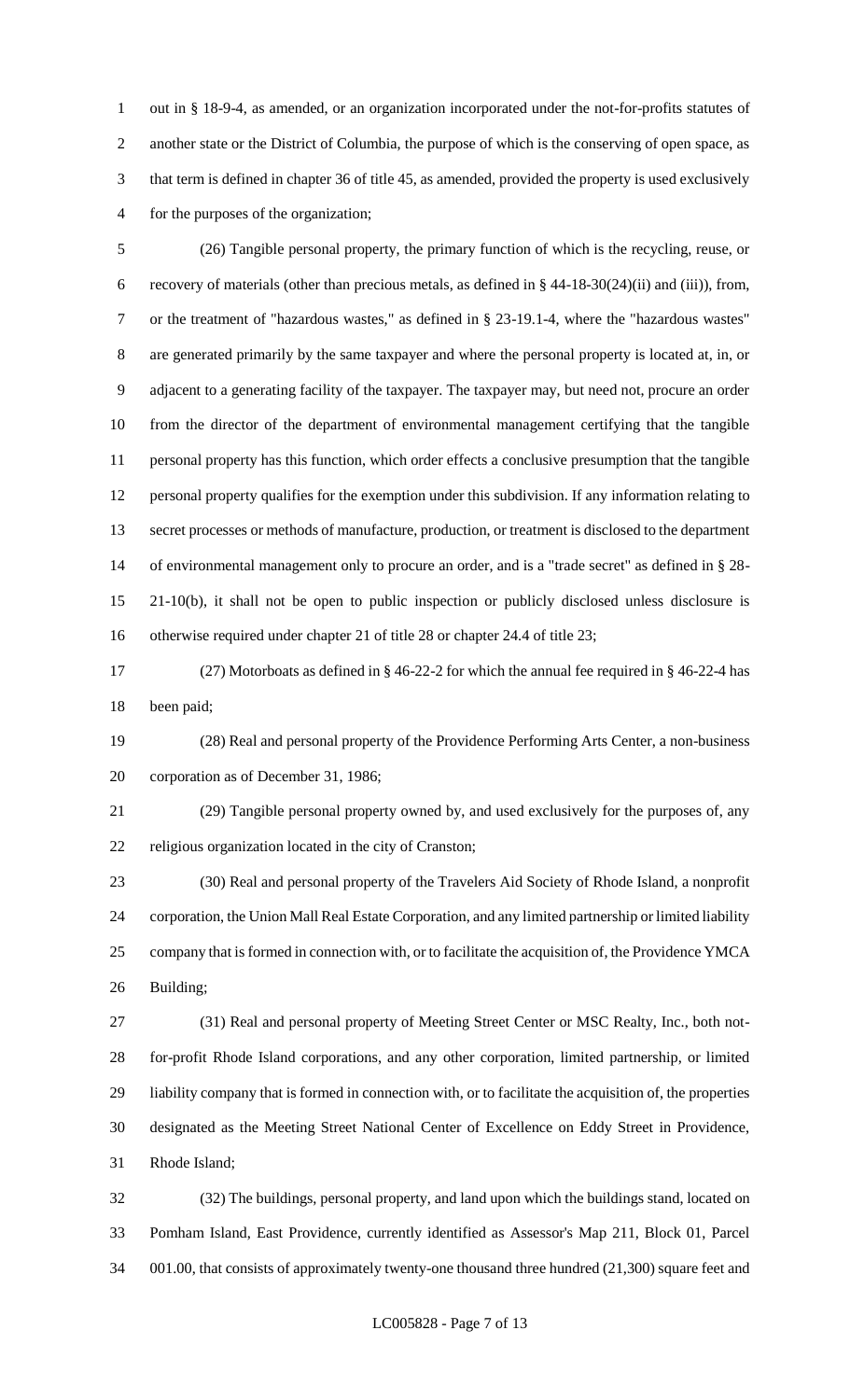out in § 18-9-4, as amended, or an organization incorporated under the not-for-profits statutes of another state or the District of Columbia, the purpose of which is the conserving of open space, as that term is defined in chapter 36 of title 45, as amended, provided the property is used exclusively for the purposes of the organization;

(26) Tangible personal property, the primary function of which is the recycling, reuse, or recovery of materials (other than precious metals, as defined in § 44-18-30(24)(ii) and (iii)), from, or the treatment of "hazardous wastes," as defined in § 23-19.1-4, where the "hazardous wastes" are generated primarily by the same taxpayer and where the personal property is located at, in, or adjacent to a generating facility of the taxpayer. The taxpayer may, but need not, procure an order from the director of the department of environmental management certifying that the tangible personal property has this function, which order effects a conclusive presumption that the tangible personal property qualifies for the exemption under this subdivision. If any information relating to secret processes or methods of manufacture, production, or treatment is disclosed to the department of environmental management only to procure an order, and is a "trade secret" as defined in § 28-21-10(b), it shall not be open to public inspection or publicly disclosed unless disclosure is otherwise required under chapter 21 of title 28 or chapter 24.4 of title 23;

(27) Motorboats as defined in § 46-22-2 for which the annual fee required in § 46-22-4 has been paid;

(28) Real and personal property of the Providence Performing Arts Center, a non-business corporation as of December 31, 1986;

(29) Tangible personal property owned by, and used exclusively for the purposes of, any religious organization located in the city of Cranston;

(30) Real and personal property of the Travelers Aid Society of Rhode Island, a nonprofit corporation, the Union Mall Real Estate Corporation, and any limited partnership or limited liability company that is formed in connection with, or to facilitate the acquisition of, the Providence YMCA Building;

(31) Real and personal property of Meeting Street Center or MSC Realty, Inc., both not-for-profit Rhode Island corporations, and any other corporation, limited partnership, or limited liability company that is formed in connection with, or to facilitate the acquisition of, the properties designated as the Meeting Street National Center of Excellence on Eddy Street in Providence, Rhode Island;

(32) The buildings, personal property, and land upon which the buildings stand, located on Pomham Island, East Providence, currently identified as Assessor's Map 211, Block 01, Parcel 001.00, that consists of approximately twenty-one thousand three hundred (21,300) square feet and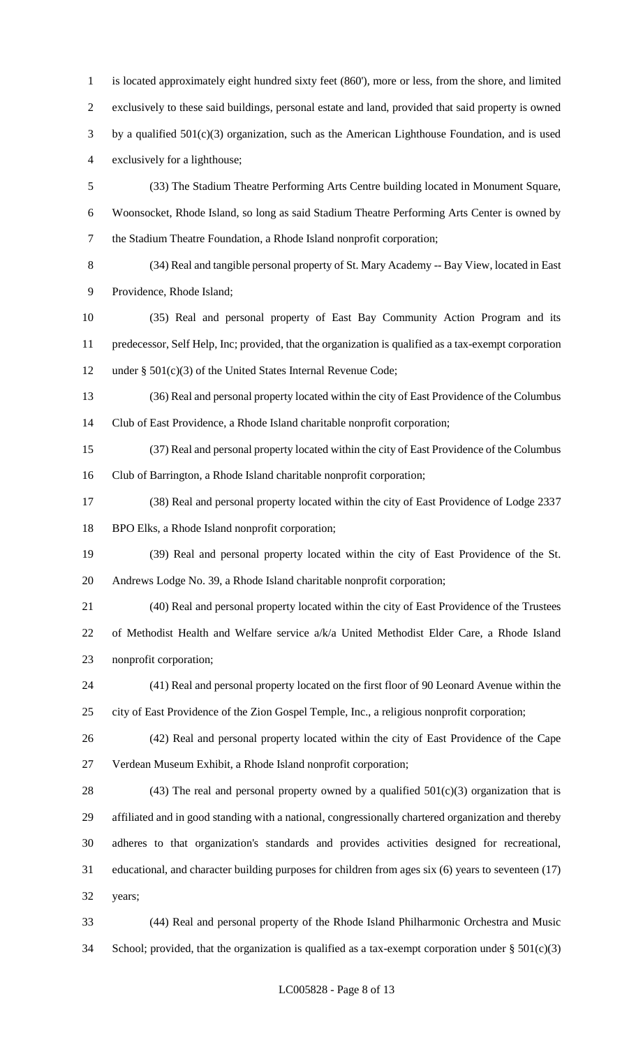is located approximately eight hundred sixty feet (860'), more or less, from the shore, and limited exclusively to these said buildings, personal estate and land, provided that said property is owned by a qualified 501(c)(3) organization, such as the American Lighthouse Foundation, and is used exclusively for a lighthouse;

(33) The Stadium Theatre Performing Arts Centre building located in Monument Square, Woonsocket, Rhode Island, so long as said Stadium Theatre Performing Arts Center is owned by the Stadium Theatre Foundation, a Rhode Island nonprofit corporation;

(34) Real and tangible personal property of St. Mary Academy -- Bay View, located in East Providence, Rhode Island;

(35) Real and personal property of East Bay Community Action Program and its predecessor, Self Help, Inc; provided, that the organization is qualified as a tax-exempt corporation under § 501(c)(3) of the United States Internal Revenue Code;

(36) Real and personal property located within the city of East Providence of the Columbus Club of East Providence, a Rhode Island charitable nonprofit corporation;

(37) Real and personal property located within the city of East Providence of the Columbus Club of Barrington, a Rhode Island charitable nonprofit corporation;

(38) Real and personal property located within the city of East Providence of Lodge 2337 BPO Elks, a Rhode Island nonprofit corporation;

(39) Real and personal property located within the city of East Providence of the St. Andrews Lodge No. 39, a Rhode Island charitable nonprofit corporation;

(40) Real and personal property located within the city of East Providence of the Trustees of Methodist Health and Welfare service a/k/a United Methodist Elder Care, a Rhode Island nonprofit corporation;

(41) Real and personal property located on the first floor of 90 Leonard Avenue within the city of East Providence of the Zion Gospel Temple, Inc., a religious nonprofit corporation;

(42) Real and personal property located within the city of East Providence of the Cape Verdean Museum Exhibit, a Rhode Island nonprofit corporation;

(43) The real and personal property owned by a qualified 501(c)(3) organization that is affiliated and in good standing with a national, congressionally chartered organization and thereby adheres to that organization's standards and provides activities designed for recreational, educational, and character building purposes for children from ages six (6) years to seventeen (17) years;

(44) Real and personal property of the Rhode Island Philharmonic Orchestra and Music School; provided, that the organization is qualified as a tax-exempt corporation under § 501(c)(3)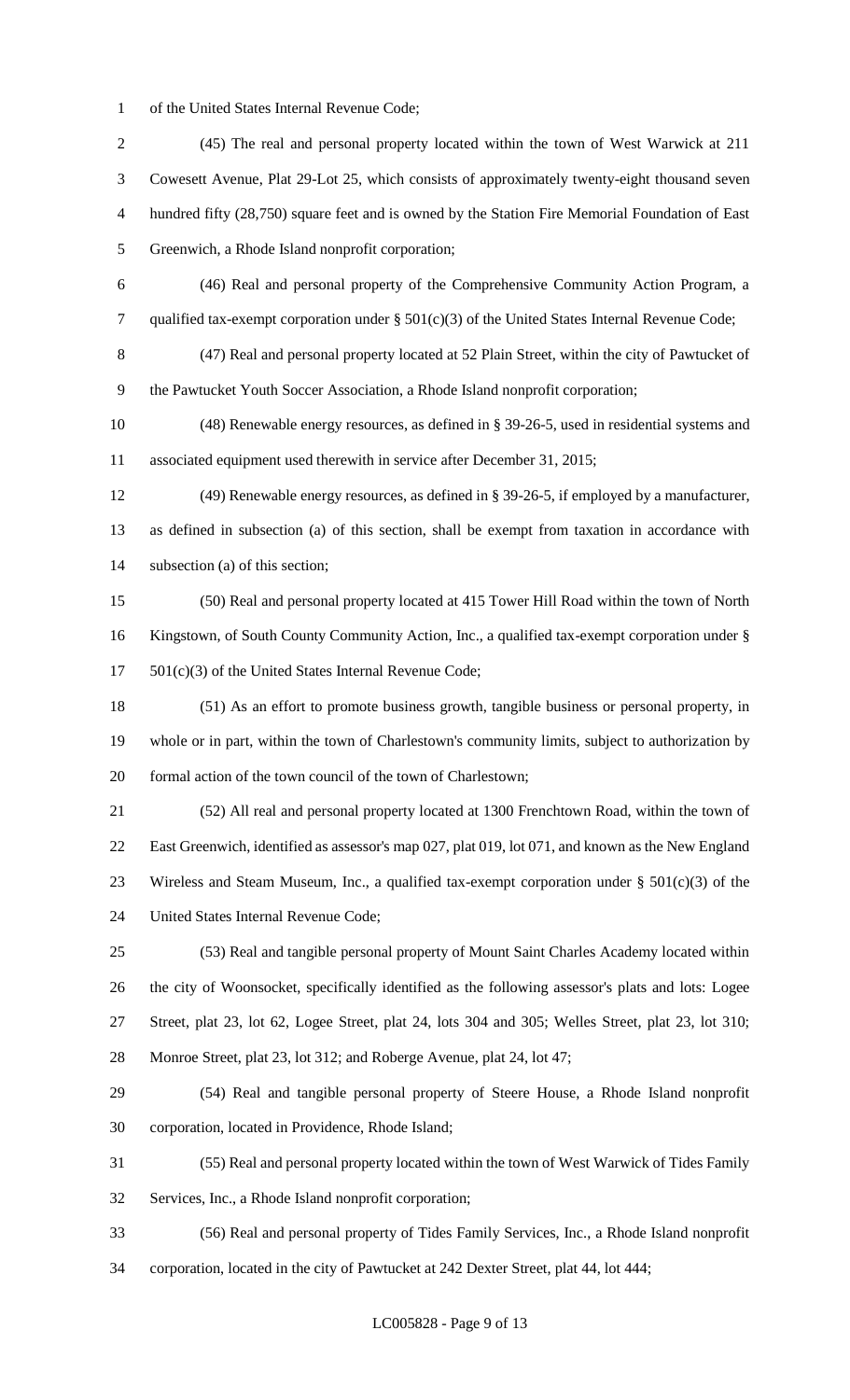of the United States Internal Revenue Code;

(45) The real and personal property located within the town of West Warwick at 211 Cowesett Avenue, Plat 29-Lot 25, which consists of approximately twenty-eight thousand seven hundred fifty (28,750) square feet and is owned by the Station Fire Memorial Foundation of East Greenwich, a Rhode Island nonprofit corporation;

(46) Real and personal property of the Comprehensive Community Action Program, a qualified tax-exempt corporation under § 501(c)(3) of the United States Internal Revenue Code;

(47) Real and personal property located at 52 Plain Street, within the city of Pawtucket of the Pawtucket Youth Soccer Association, a Rhode Island nonprofit corporation;

(48) Renewable energy resources, as defined in § 39-26-5, used in residential systems and associated equipment used therewith in service after December 31, 2015;

(49) Renewable energy resources, as defined in § 39-26-5, if employed by a manufacturer, as defined in subsection (a) of this section, shall be exempt from taxation in accordance with subsection (a) of this section;

(50) Real and personal property located at 415 Tower Hill Road within the town of North Kingstown, of South County Community Action, Inc., a qualified tax-exempt corporation under § 501(c)(3) of the United States Internal Revenue Code;

(51) As an effort to promote business growth, tangible business or personal property, in whole or in part, within the town of Charlestown's community limits, subject to authorization by formal action of the town council of the town of Charlestown;

(52) All real and personal property located at 1300 Frenchtown Road, within the town of East Greenwich, identified as assessor's map 027, plat 019, lot 071, and known as the New England Wireless and Steam Museum, Inc., a qualified tax-exempt corporation under § 501(c)(3) of the United States Internal Revenue Code;

(53) Real and tangible personal property of Mount Saint Charles Academy located within the city of Woonsocket, specifically identified as the following assessor's plats and lots: Logee Street, plat 23, lot 62, Logee Street, plat 24, lots 304 and 305; Welles Street, plat 23, lot 310; Monroe Street, plat 23, lot 312; and Roberge Avenue, plat 24, lot 47;

(54) Real and tangible personal property of Steere House, a Rhode Island nonprofit corporation, located in Providence, Rhode Island;

(55) Real and personal property located within the town of West Warwick of Tides Family Services, Inc., a Rhode Island nonprofit corporation;

(56) Real and personal property of Tides Family Services, Inc., a Rhode Island nonprofit corporation, located in the city of Pawtucket at 242 Dexter Street, plat 44, lot 444;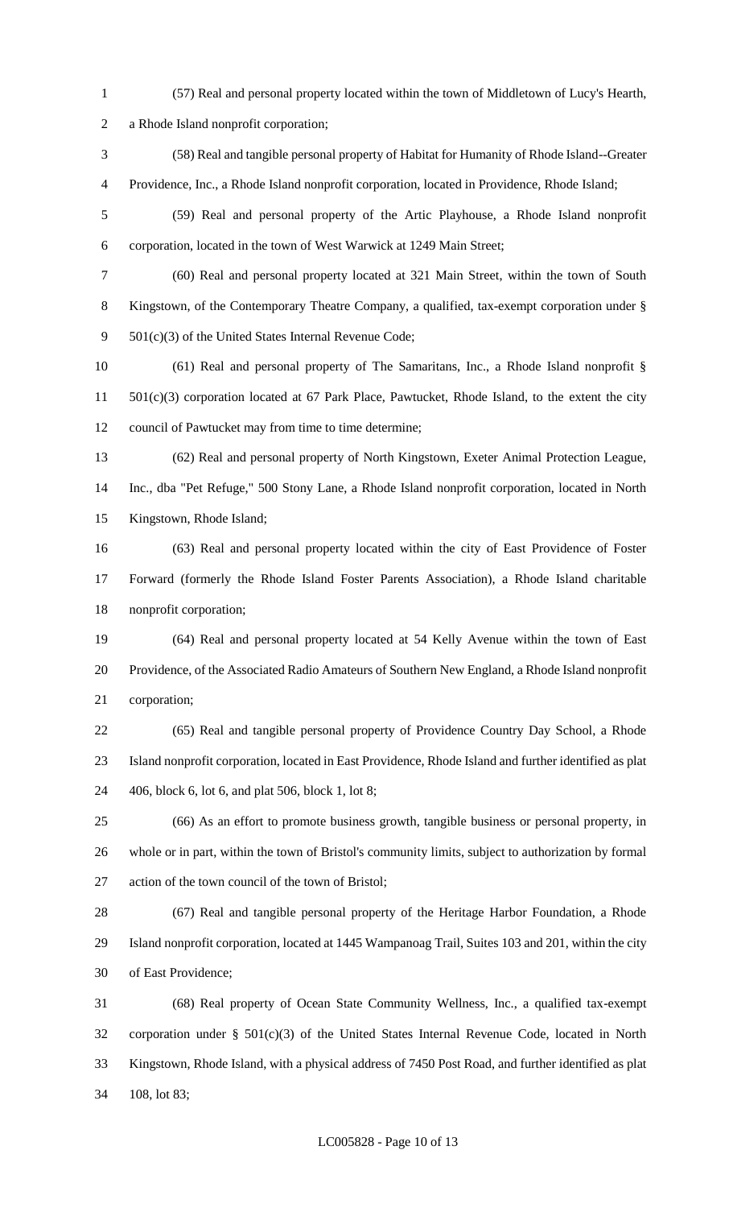(57) Real and personal property located within the town of Middletown of Lucy's Hearth, a Rhode Island nonprofit corporation;

(58) Real and tangible personal property of Habitat for Humanity of Rhode Island--Greater Providence, Inc., a Rhode Island nonprofit corporation, located in Providence, Rhode Island;

(59) Real and personal property of the Artic Playhouse, a Rhode Island nonprofit corporation, located in the town of West Warwick at 1249 Main Street;

(60) Real and personal property located at 321 Main Street, within the town of South Kingstown, of the Contemporary Theatre Company, a qualified, tax-exempt corporation under § 501(c)(3) of the United States Internal Revenue Code;

(61) Real and personal property of The Samaritans, Inc., a Rhode Island nonprofit § 501(c)(3) corporation located at 67 Park Place, Pawtucket, Rhode Island, to the extent the city council of Pawtucket may from time to time determine;

(62) Real and personal property of North Kingstown, Exeter Animal Protection League, Inc., dba "Pet Refuge," 500 Stony Lane, a Rhode Island nonprofit corporation, located in North Kingstown, Rhode Island;

(63) Real and personal property located within the city of East Providence of Foster Forward (formerly the Rhode Island Foster Parents Association), a Rhode Island charitable nonprofit corporation;

(64) Real and personal property located at 54 Kelly Avenue within the town of East Providence, of the Associated Radio Amateurs of Southern New England, a Rhode Island nonprofit corporation;

(65) Real and tangible personal property of Providence Country Day School, a Rhode Island nonprofit corporation, located in East Providence, Rhode Island and further identified as plat 406, block 6, lot 6, and plat 506, block 1, lot 8;

(66) As an effort to promote business growth, tangible business or personal property, in whole or in part, within the town of Bristol's community limits, subject to authorization by formal action of the town council of the town of Bristol;

(67) Real and tangible personal property of the Heritage Harbor Foundation, a Rhode Island nonprofit corporation, located at 1445 Wampanoag Trail, Suites 103 and 201, within the city of East Providence;

(68) Real property of Ocean State Community Wellness, Inc., a qualified tax-exempt corporation under § 501(c)(3) of the United States Internal Revenue Code, located in North Kingstown, Rhode Island, with a physical address of 7450 Post Road, and further identified as plat 108, lot 83;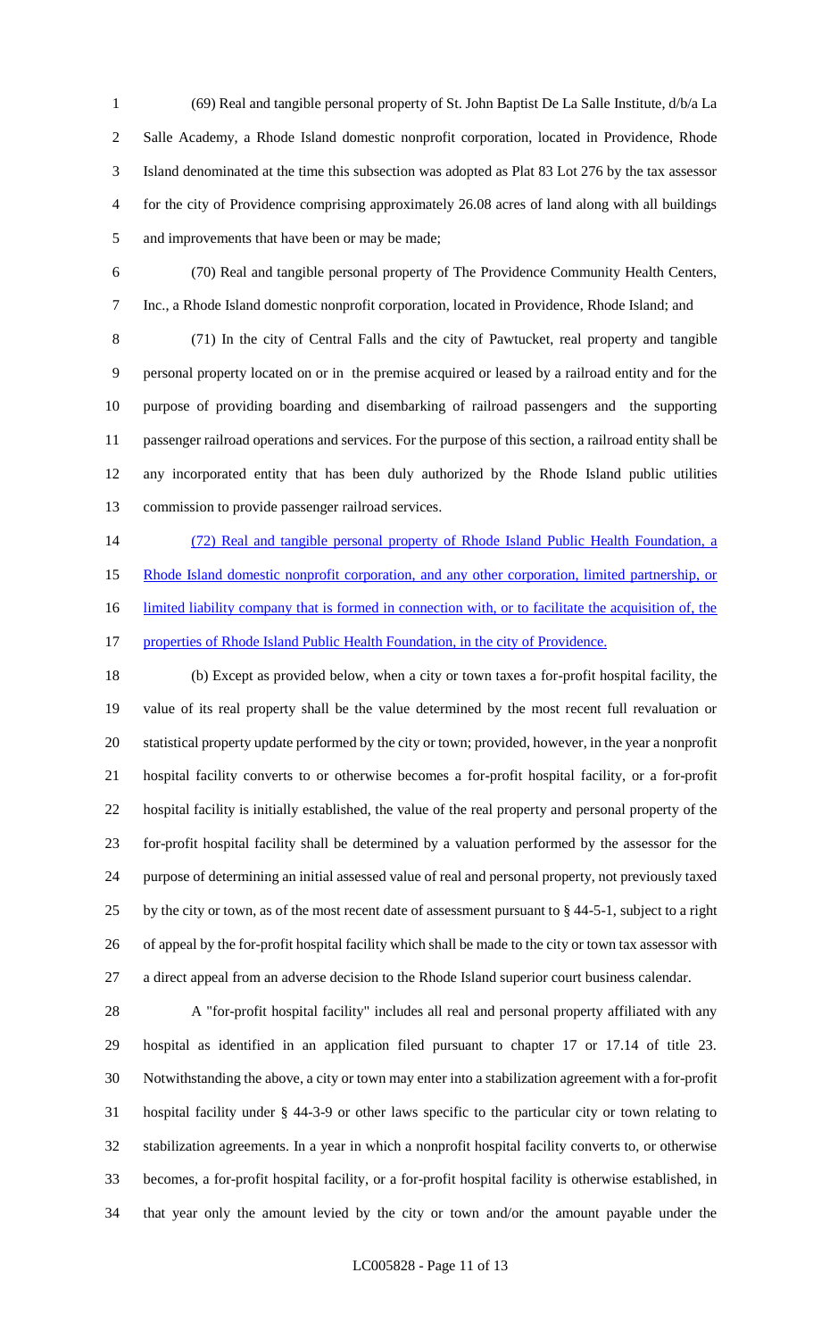(69) Real and tangible personal property of St. John Baptist De La Salle Institute, d/b/a La Salle Academy, a Rhode Island domestic nonprofit corporation, located in Providence, Rhode Island denominated at the time this subsection was adopted as Plat 83 Lot 276 by the tax assessor for the city of Providence comprising approximately 26.08 acres of land along with all buildings and improvements that have been or may be made;

(70) Real and tangible personal property of The Providence Community Health Centers, Inc., a Rhode Island domestic nonprofit corporation, located in Providence, Rhode Island; and

(71) In the city of Central Falls and the city of Pawtucket, real property and tangible personal property located on or in the premise acquired or leased by a railroad entity and for the purpose of providing boarding and disembarking of railroad passengers and the supporting passenger railroad operations and services. For the purpose of this section, a railroad entity shall be any incorporated entity that has been duly authorized by the Rhode Island public utilities commission to provide passenger railroad services.

<u>(72) Real and tangible personal property of Rhode Island Public Health Foundation, a Rhode Island domestic nonprofit corporation, and any other corporation, limited partnership, or limited liability company that is formed in connection with, or to facilitate the acquisition of, the properties of Rhode Island Public Health Foundation, in the city of Providence.</u>

(b) Except as provided below, when a city or town taxes a for-profit hospital facility, the value of its real property shall be the value determined by the most recent full revaluation or statistical property update performed by the city or town; provided, however, in the year a nonprofit hospital facility converts to or otherwise becomes a for-profit hospital facility, or a for-profit hospital facility is initially established, the value of the real property and personal property of the for-profit hospital facility shall be determined by a valuation performed by the assessor for the purpose of determining an initial assessed value of real and personal property, not previously taxed by the city or town, as of the most recent date of assessment pursuant to § 44-5-1, subject to a right of appeal by the for-profit hospital facility which shall be made to the city or town tax assessor with a direct appeal from an adverse decision to the Rhode Island superior court business calendar.

A "for-profit hospital facility" includes all real and personal property affiliated with any hospital as identified in an application filed pursuant to chapter 17 or 17.14 of title 23. Notwithstanding the above, a city or town may enter into a stabilization agreement with a for-profit hospital facility under § 44-3-9 or other laws specific to the particular city or town relating to stabilization agreements. In a year in which a nonprofit hospital facility converts to, or otherwise becomes, a for-profit hospital facility, or a for-profit hospital facility is otherwise established, in that year only the amount levied by the city or town and/or the amount payable under the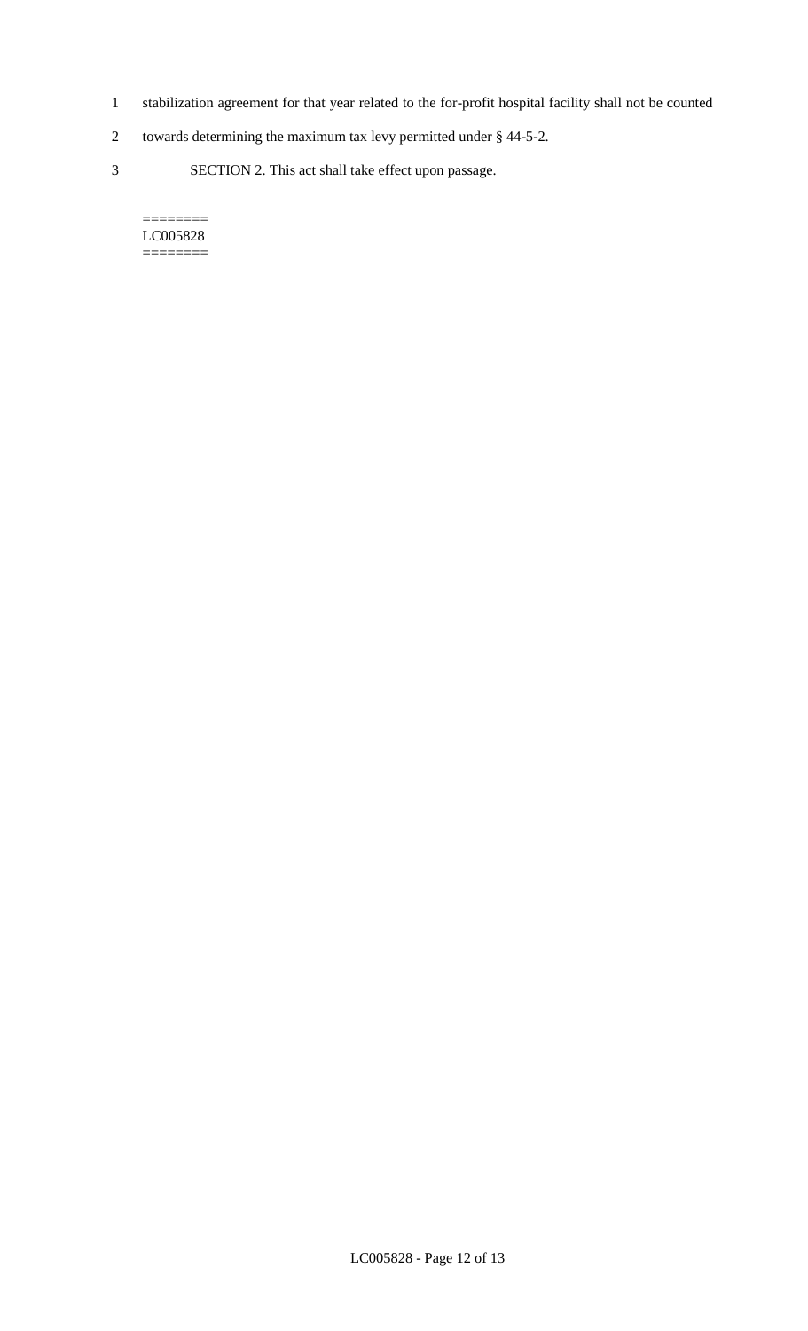stabilization agreement for that year related to the for-profit hospital facility shall not be counted towards determining the maximum tax levy permitted under § 44-5-2.

SECTION 2. This act shall take effect upon passage.

========
LC005828
========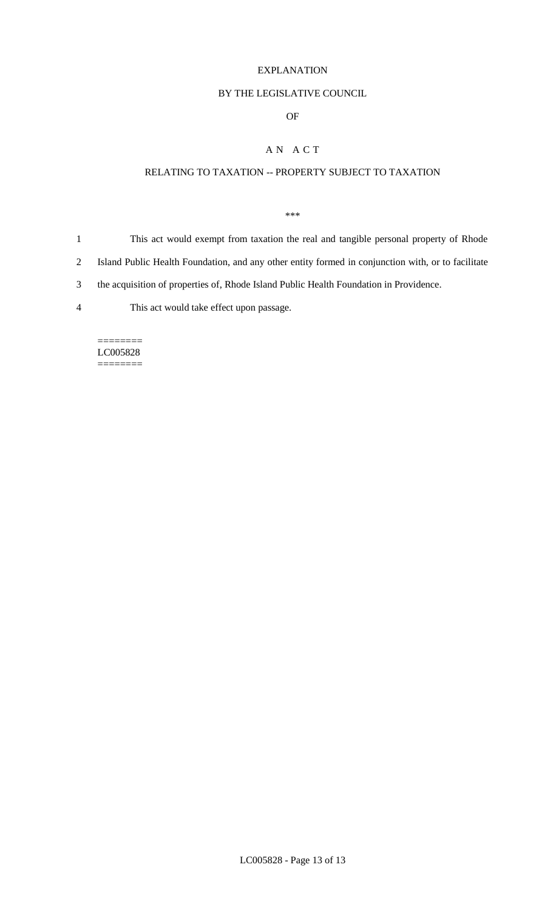EXPLANATION

BY THE LEGISLATIVE COUNCIL

OF

A N A C T

RELATING TO TAXATION -- PROPERTY SUBJECT TO TAXATION

\*\*\*

1 This act would exempt from taxation the real and tangible personal property of Rhode
2 Island Public Health Foundation, and any other entity formed in conjunction with, or to facilitate
3 the acquisition of properties of, Rhode Island Public Health Foundation in Providence.
4 This act would take effect upon passage.

========
LC005828
========